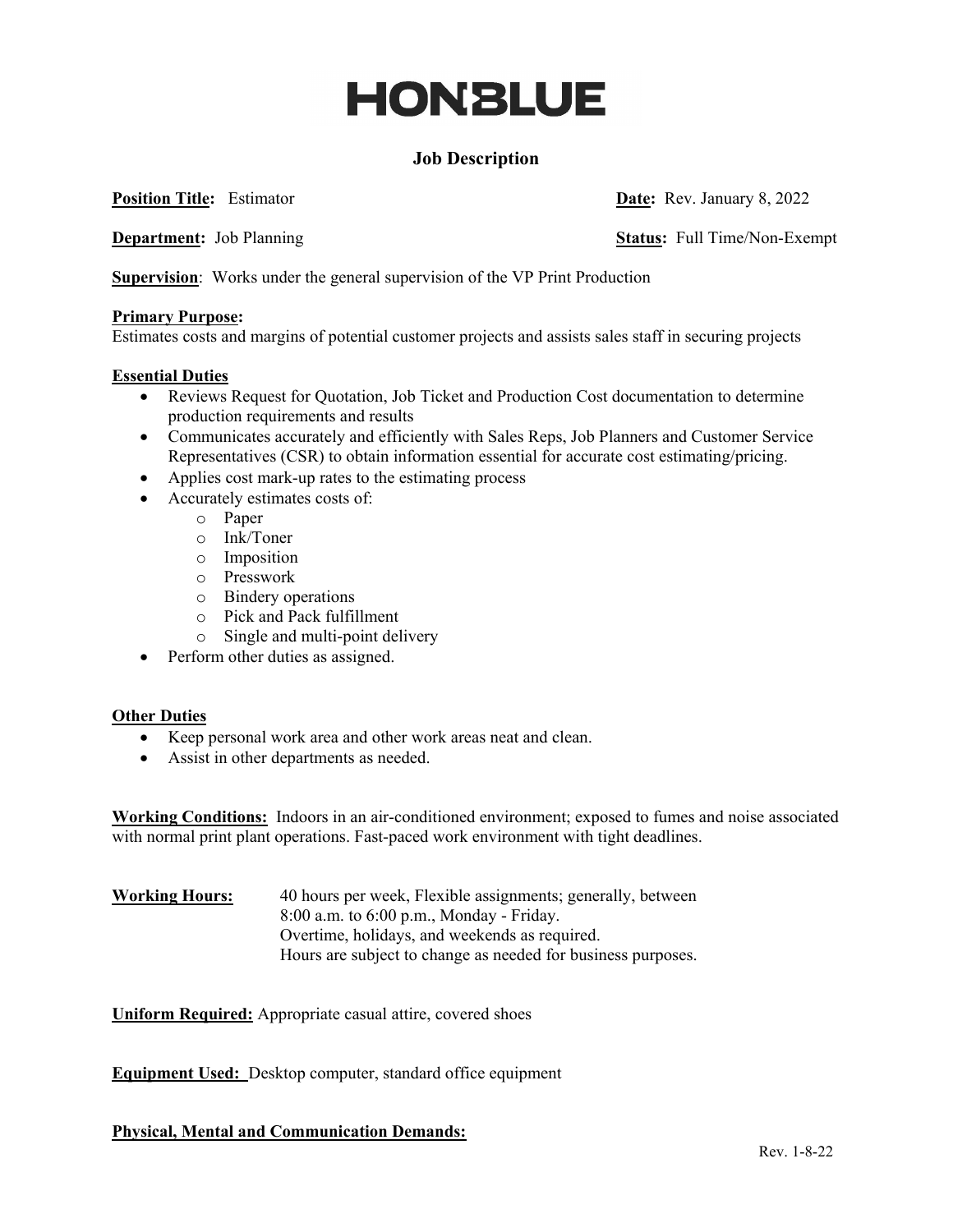# HONBLUE

## Job Description

**Position Title:** Estimator **Date:** Rev. January 8, 2022

**Department:** Job Planning **Status:** Full Time/Non-Exempt

**Supervision**: Works under the general supervision of the VP Print Production

**Primary Purpose:**
Estimates costs and margins of potential customer projects and assists sales staff in securing projects

**Essential Duties**

- Reviews Request for Quotation, Job Ticket and Production Cost documentation to determine production requirements and results
- Communicates accurately and efficiently with Sales Reps, Job Planners and Customer Service Representatives (CSR) to obtain information essential for accurate cost estimating/pricing.
- Applies cost mark-up rates to the estimating process
- Accurately estimates costs of:
  - Paper
  - Ink/Toner
  - Imposition
  - Presswork
  - Bindery operations
  - Pick and Pack fulfillment
  - Single and multi-point delivery
- Perform other duties as assigned.

**Other Duties**

- Keep personal work area and other work areas neat and clean.
- Assist in other departments as needed.

**Working Conditions:** Indoors in an air-conditioned environment; exposed to fumes and noise associated with normal print plant operations. Fast-paced work environment with tight deadlines.

**Working Hours:** 40 hours per week, Flexible assignments; generally, between 8:00 a.m. to 6:00 p.m., Monday - Friday.
Overtime, holidays, and weekends as required.
Hours are subject to change as needed for business purposes.

**Uniform Required:** Appropriate casual attire, covered shoes

**Equipment Used:** Desktop computer, standard office equipment

**Physical, Mental and Communication Demands:**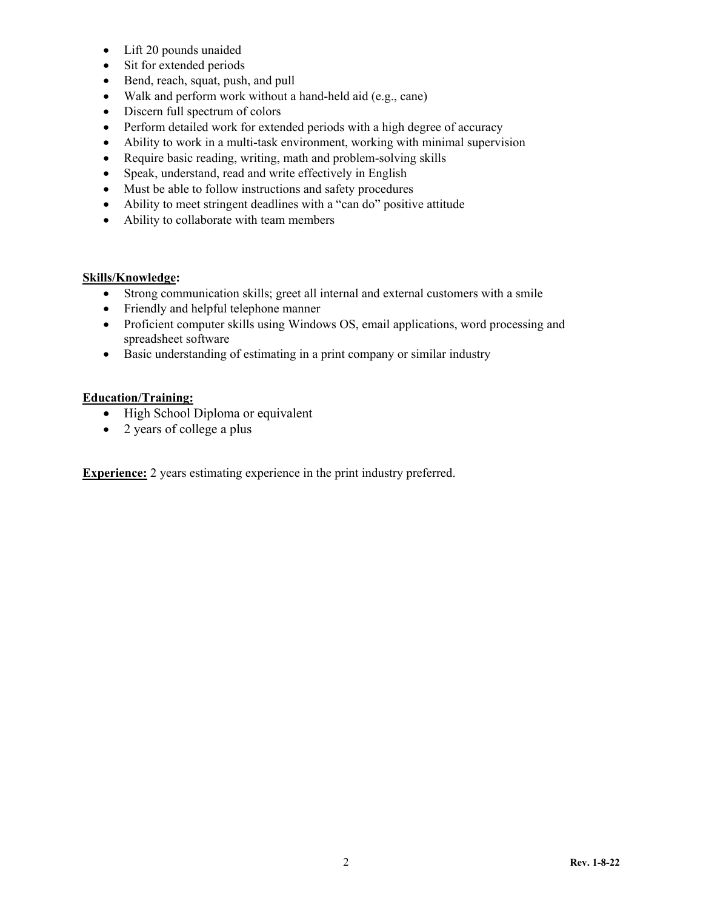- Lift 20 pounds unaided
- Sit for extended periods
- Bend, reach, squat, push, and pull
- Walk and perform work without a hand-held aid (e.g., cane)
- Discern full spectrum of colors
- Perform detailed work for extended periods with a high degree of accuracy
- Ability to work in a multi-task environment, working with minimal supervision
- Require basic reading, writing, math and problem-solving skills
- Speak, understand, read and write effectively in English
- Must be able to follow instructions and safety procedures
- Ability to meet stringent deadlines with a "can do" positive attitude
- Ability to collaborate with team members

**Skills/Knowledge:**

- Strong communication skills; greet all internal and external customers with a smile
- Friendly and helpful telephone manner
- Proficient computer skills using Windows OS, email applications, word processing and spreadsheet software
- Basic understanding of estimating in a print company or similar industry

**Education/Training:**

- High School Diploma or equivalent
- 2 years of college a plus

**Experience:** 2 years estimating experience in the print industry preferred.

**Rev. 1-8-22**